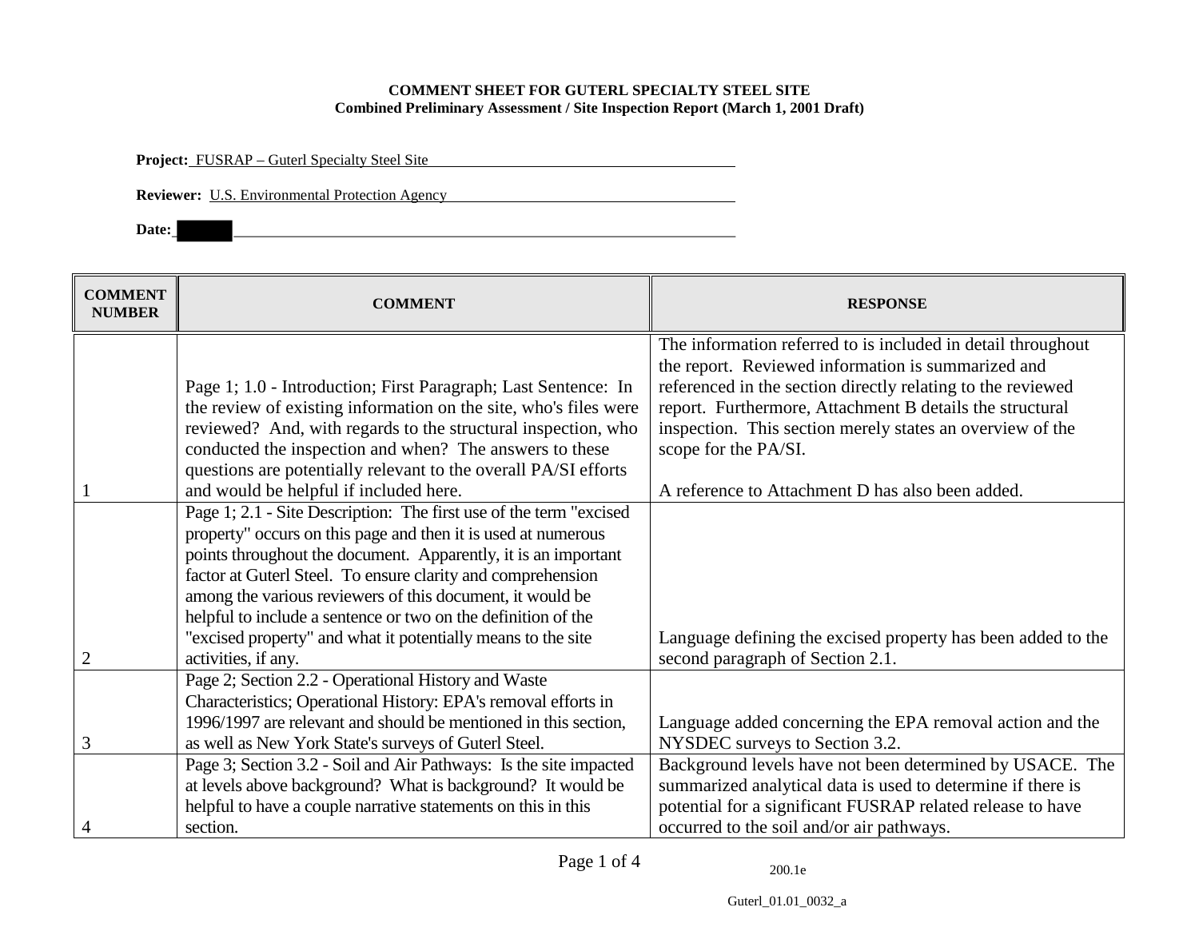**COMMENT SHEET FOR GUTERL SPECIALTY STEEL SITE**
**Combined Preliminary Assessment / Site Inspection Report (March 1, 2001 Draft)**

**Project:** FUSRAP – Guterl Specialty Steel Site

**Reviewer:** U.S. Environmental Protection Agency

**Date:** ██████

| COMMENT NUMBER | COMMENT | RESPONSE |
|---|---|---|
| 1 | Page 1; 1.0 - Introduction; First Paragraph; Last Sentence: In the review of existing information on the site, who's files were reviewed? And, with regards to the structural inspection, who conducted the inspection and when? The answers to these questions are potentially relevant to the overall PA/SI efforts and would be helpful if included here. | The information referred to is included in detail throughout the report. Reviewed information is summarized and referenced in the section directly relating to the reviewed report. Furthermore, Attachment B details the structural inspection. This section merely states an overview of the scope for the PA/SI.<br><br>A reference to Attachment D has also been added. |
| 2 | Page 1; 2.1 - Site Description: The first use of the term "excised property" occurs on this page and then it is used at numerous points throughout the document. Apparently, it is an important factor at Guterl Steel. To ensure clarity and comprehension among the various reviewers of this document, it would be helpful to include a sentence or two on the definition of the "excised property" and what it potentially means to the site activities, if any. | Language defining the excised property has been added to the second paragraph of Section 2.1. |
| 3 | Page 2; Section 2.2 - Operational History and Waste Characteristics; Operational History: EPA's removal efforts in 1996/1997 are relevant and should be mentioned in this section, as well as New York State's surveys of Guterl Steel. | Language added concerning the EPA removal action and the NYSDEC surveys to Section 3.2. |
| 4 | Page 3; Section 3.2 - Soil and Air Pathways: Is the site impacted at levels above background? What is background? It would be helpful to have a couple narrative statements on this in this section. | Background levels have not been determined by USACE. The summarized analytical data is used to determine if there is potential for a significant FUSRAP related release to have occurred to the soil and/or air pathways. |

200.1e

Guterl_01.01_0032_a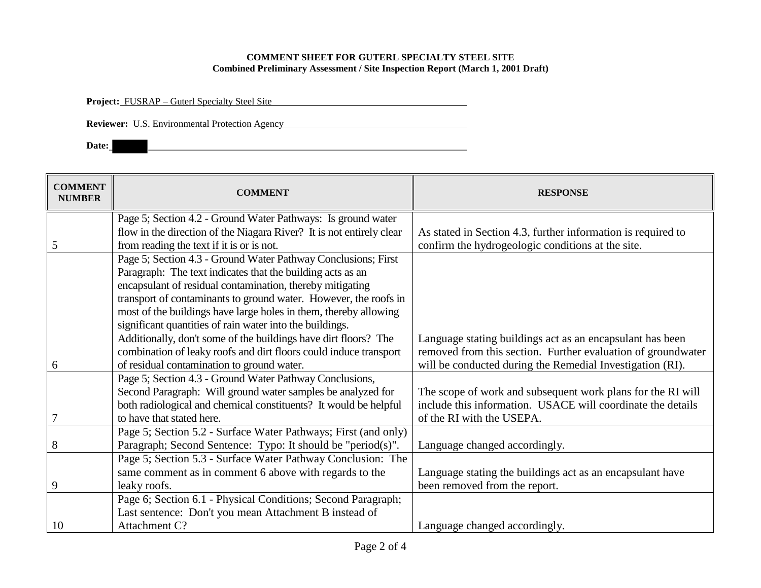**COMMENT SHEET FOR GUTERL SPECIALTY STEEL SITE**
**Combined Preliminary Assessment / Site Inspection Report (March 1, 2001 Draft)**

**Project:** FUSRAP – Guterl Specialty Steel Site

**Reviewer:** U.S. Environmental Protection Agency

**Date:**

| COMMENT NUMBER | COMMENT | RESPONSE |
|---|---|---|
| 5 | Page 5; Section 4.2 - Ground Water Pathways: Is ground water flow in the direction of the Niagara River? It is not entirely clear from reading the text if it is or is not. | As stated in Section 4.3, further information is required to confirm the hydrogeologic conditions at the site. |
| 6 | Page 5; Section 4.3 - Ground Water Pathway Conclusions; First Paragraph: The text indicates that the building acts as an encapsulant of residual contamination, thereby mitigating transport of contaminants to ground water. However, the roofs in most of the buildings have large holes in them, thereby allowing significant quantities of rain water into the buildings. Additionally, don't some of the buildings have dirt floors? The combination of leaky roofs and dirt floors could induce transport of residual contamination to ground water. | Language stating buildings act as an encapsulant has been removed from this section. Further evaluation of groundwater will be conducted during the Remedial Investigation (RI). |
| 7 | Page 5; Section 4.3 - Ground Water Pathway Conclusions, Second Paragraph: Will ground water samples be analyzed for both radiological and chemical constituents? It would be helpful to have that stated here. | The scope of work and subsequent work plans for the RI will include this information. USACE will coordinate the details of the RI with the USEPA. |
| 8 | Page 5; Section 5.2 - Surface Water Pathways; First (and only) Paragraph; Second Sentence: Typo: It should be "period(s)". | Language changed accordingly. |
| 9 | Page 5; Section 5.3 - Surface Water Pathway Conclusion: The same comment as in comment 6 above with regards to the leaky roofs. | Language stating the buildings act as an encapsulant have been removed from the report. |
| 10 | Page 6; Section 6.1 - Physical Conditions; Second Paragraph; Last sentence: Don't you mean Attachment B instead of Attachment C? | Language changed accordingly. |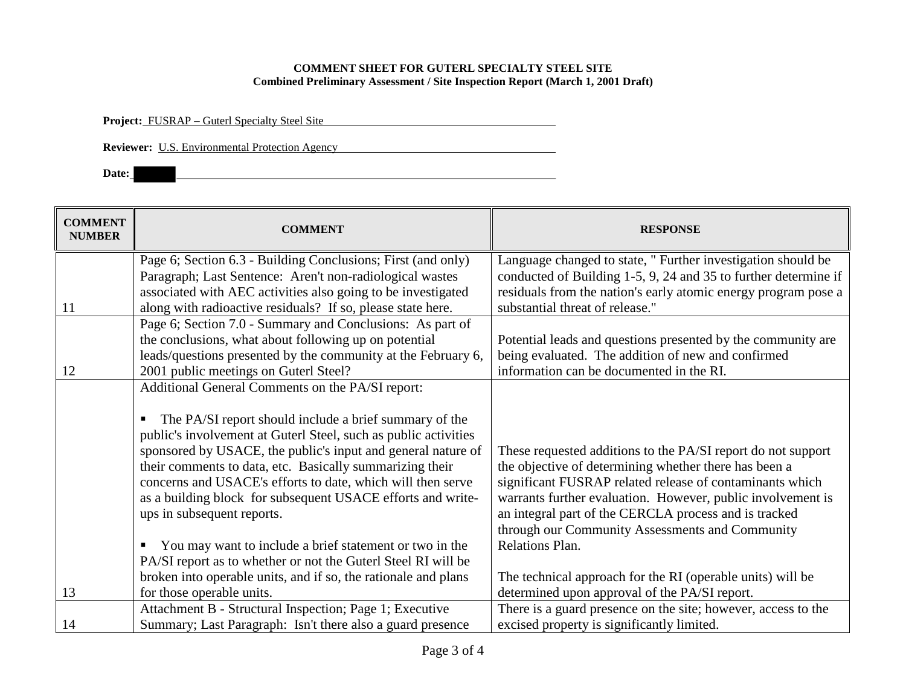**COMMENT SHEET FOR GUTERL SPECIALTY STEEL SITE**
**Combined Preliminary Assessment / Site Inspection Report (March 1, 2001 Draft)**

**Project:** FUSRAP – Guterl Specialty Steel Site

**Reviewer:** U.S. Environmental Protection Agency

**Date:** 

| COMMENT NUMBER | COMMENT | RESPONSE |
|---|---|---|
| 11 | Page 6; Section 6.3 - Building Conclusions; First (and only) Paragraph; Last Sentence: Aren't non-radiological wastes associated with AEC activities also going to be investigated along with radioactive residuals? If so, please state here. | Language changed to state, " Further investigation should be conducted of Building 1-5, 9, 24 and 35 to further determine if residuals from the nation's early atomic energy program pose a substantial threat of release." |
| 12 | Page 6; Section 7.0 - Summary and Conclusions: As part of the conclusions, what about following up on potential leads/questions presented by the community at the February 6, 2001 public meetings on Guterl Steel? | Potential leads and questions presented by the community are being evaluated. The addition of new and confirmed information can be documented in the RI. |
| 13 | Additional General Comments on the PA/SI report:<br><br>▪ The PA/SI report should include a brief summary of the public's involvement at Guterl Steel, such as public activities sponsored by USACE, the public's input and general nature of their comments to data, etc. Basically summarizing their concerns and USACE's efforts to date, which will then serve as a building block for subsequent USACE efforts and write-ups in subsequent reports.<br><br>▪ You may want to include a brief statement or two in the PA/SI report as to whether or not the Guterl Steel RI will be broken into operable units, and if so, the rationale and plans for those operable units. | These requested additions to the PA/SI report do not support the objective of determining whether there has been a significant FUSRAP related release of contaminants which warrants further evaluation. However, public involvement is an integral part of the CERCLA process and is tracked through our Community Assessments and Community Relations Plan.<br><br>The technical approach for the RI (operable units) will be determined upon approval of the PA/SI report. |
| 14 | Attachment B - Structural Inspection; Page 1; Executive Summary; Last Paragraph: Isn't there also a guard presence | There is a guard presence on the site; however, access to the excised property is significantly limited. |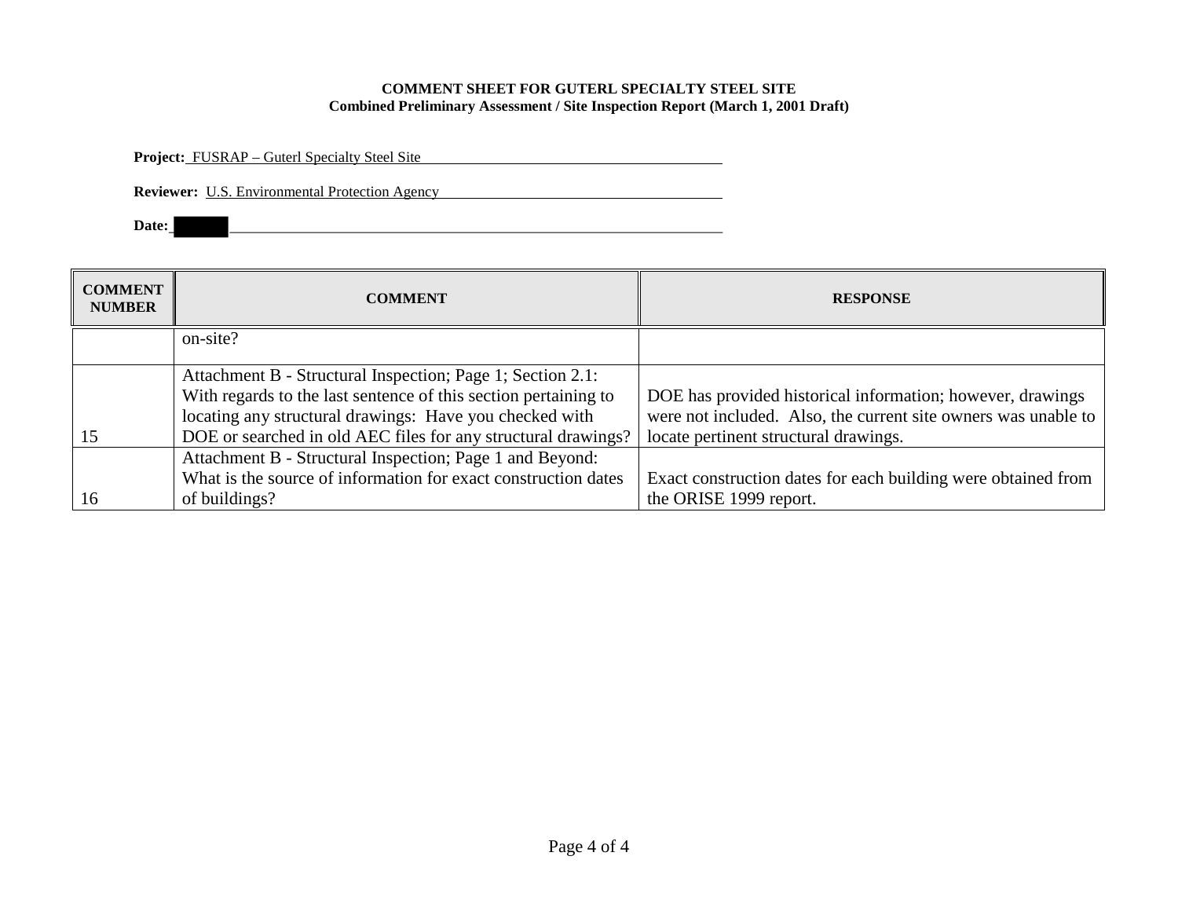**COMMENT SHEET FOR GUTERL SPECIALTY STEEL SITE**
**Combined Preliminary Assessment / Site Inspection Report (March 1, 2001 Draft)**

**Project:** FUSRAP – Guterl Specialty Steel Site

**Reviewer:** U.S. Environmental Protection Agency

**Date:**

| COMMENT NUMBER | COMMENT | RESPONSE |
|---|---|---|
| | on-site? | |
| 15 | Attachment B - Structural Inspection; Page 1; Section 2.1: With regards to the last sentence of this section pertaining to locating any structural drawings: Have you checked with DOE or searched in old AEC files for any structural drawings? | DOE has provided historical information; however, drawings were not included. Also, the current site owners was unable to locate pertinent structural drawings. |
| 16 | Attachment B - Structural Inspection; Page 1 and Beyond: What is the source of information for exact construction dates of buildings? | Exact construction dates for each building were obtained from the ORISE 1999 report. |